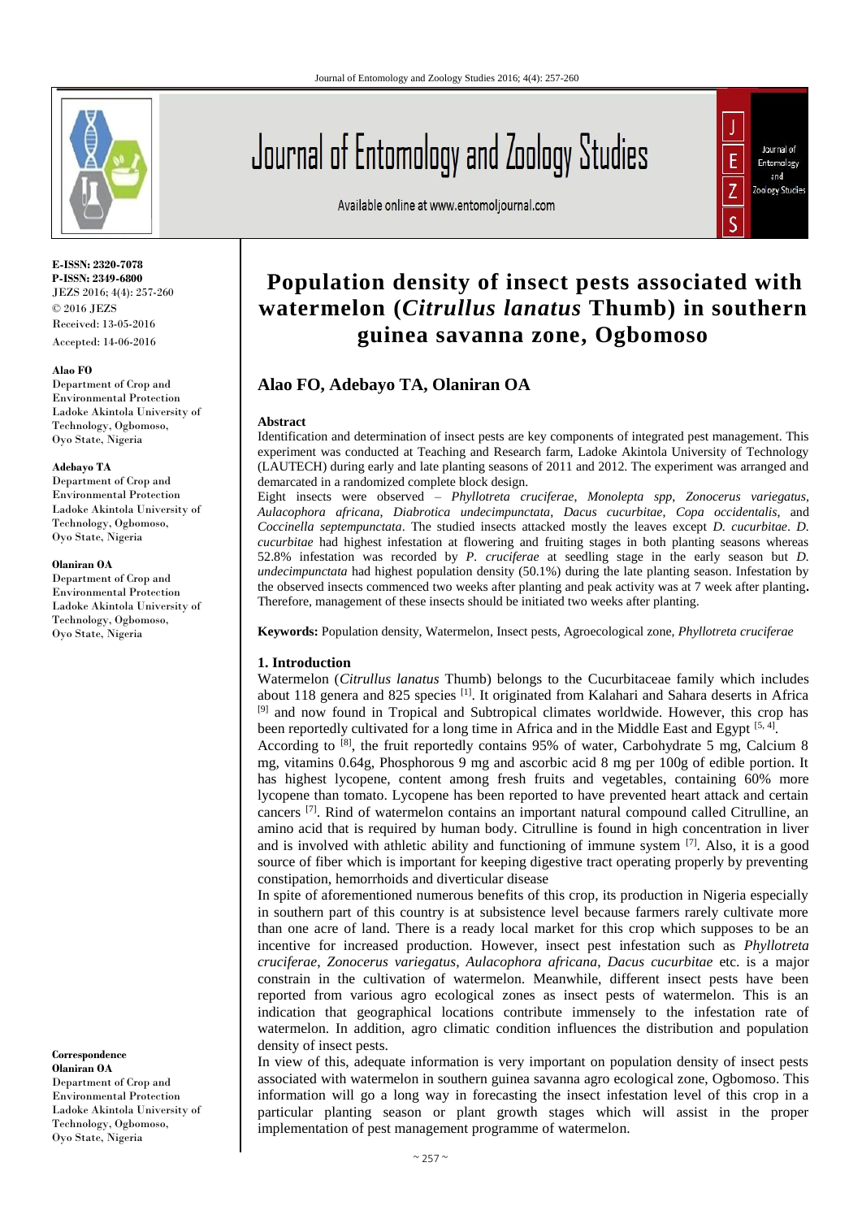# Population density of insect pests associated with watermelon (*Citrullus lanatus* Thumb) in southern guinea savanna zone, Ogbomoso

**E-ISSN: 2320-7078**
**P-ISSN: 2349-6800**
JEZS 2016; 4(4): 257-260
© 2016 JEZS
Received: 13-05-2016
Accepted: 14-06-2016

## Alao FO, Adebayo TA, Olaniran OA

**Alao FO**
Department of Crop and Environmental Protection Ladoke Akintola University of Technology, Ogbomoso, Oyo State, Nigeria

**Adebayo TA**
Department of Crop and Environmental Protection Ladoke Akintola University of Technology, Ogbomoso, Oyo State, Nigeria

**Olaniran OA**
Department of Crop and Environmental Protection Ladoke Akintola University of Technology, Ogbomoso, Oyo State, Nigeria

**Correspondence**
**Olaniran OA**
Department of Crop and Environmental Protection Ladoke Akintola University of Technology, Ogbomoso, Oyo State, Nigeria

### Abstract

Identification and determination of insect pests are key components of integrated pest management. This experiment was conducted at Teaching and Research farm, Ladoke Akintola University of Technology (LAUTECH) during early and late planting seasons of 2011 and 2012. The experiment was arranged and demarcated in a randomized complete block design.

Eight insects were observed – *Phyllotreta cruciferae*, *Monolepta spp*, *Zonocerus variegatus*, *Aulacophora africana*, *Diabrotica undecimpunctata*, *Dacus cucurbitae*, *Copa occidentalis*, and *Coccinella septempunctata*. The studied insects attacked mostly the leaves except *D. cucurbitae*. *D. cucurbitae* had highest infestation at flowering and fruiting stages in both planting seasons whereas 52.8% infestation was recorded by *P. cruciferae* at seedling stage in the early season but *D. undecimpunctata* had highest population density (50.1%) during the late planting season. Infestation by the observed insects commenced two weeks after planting and peak activity was at 7 week after planting**.** Therefore, management of these insects should be initiated two weeks after planting.

**Keywords:** Population density, Watermelon, Insect pests, Agroecological zone, *Phyllotreta cruciferae*

### 1. Introduction

Watermelon (*Citrullus lanatus* Thumb) belongs to the Cucurbitaceae family which includes about 118 genera and 825 species [1]. It originated from Kalahari and Sahara deserts in Africa [9] and now found in Tropical and Subtropical climates worldwide. However, this crop has been reportedly cultivated for a long time in Africa and in the Middle East and Egypt [5, 4].

According to [8], the fruit reportedly contains 95% of water, Carbohydrate 5 mg, Calcium 8 mg, vitamins 0.64g, Phosphorous 9 mg and ascorbic acid 8 mg per 100g of edible portion. It has highest lycopene, content among fresh fruits and vegetables, containing 60% more lycopene than tomato. Lycopene has been reported to have prevented heart attack and certain cancers [7]. Rind of watermelon contains an important natural compound called Citrulline, an amino acid that is required by human body. Citrulline is found in high concentration in liver and is involved with athletic ability and functioning of immune system [7]. Also, it is a good source of fiber which is important for keeping digestive tract operating properly by preventing constipation, hemorrhoids and diverticular disease

In spite of aforementioned numerous benefits of this crop, its production in Nigeria especially in southern part of this country is at subsistence level because farmers rarely cultivate more than one acre of land. There is a ready local market for this crop which supposes to be an incentive for increased production. However, insect pest infestation such as *Phyllotreta cruciferae*, *Zonocerus variegatus*, *Aulacophora africana*, *Dacus cucurbitae* etc. is a major constrain in the cultivation of watermelon. Meanwhile, different insect pests have been reported from various agro ecological zones as insect pests of watermelon. This is an indication that geographical locations contribute immensely to the infestation rate of watermelon. In addition, agro climatic condition influences the distribution and population density of insect pests.

In view of this, adequate information is very important on population density of insect pests associated with watermelon in southern guinea savanna agro ecological zone, Ogbomoso. This information will go a long way in forecasting the insect infestation level of this crop in a particular planting season or plant growth stages which will assist in the proper implementation of pest management programme of watermelon.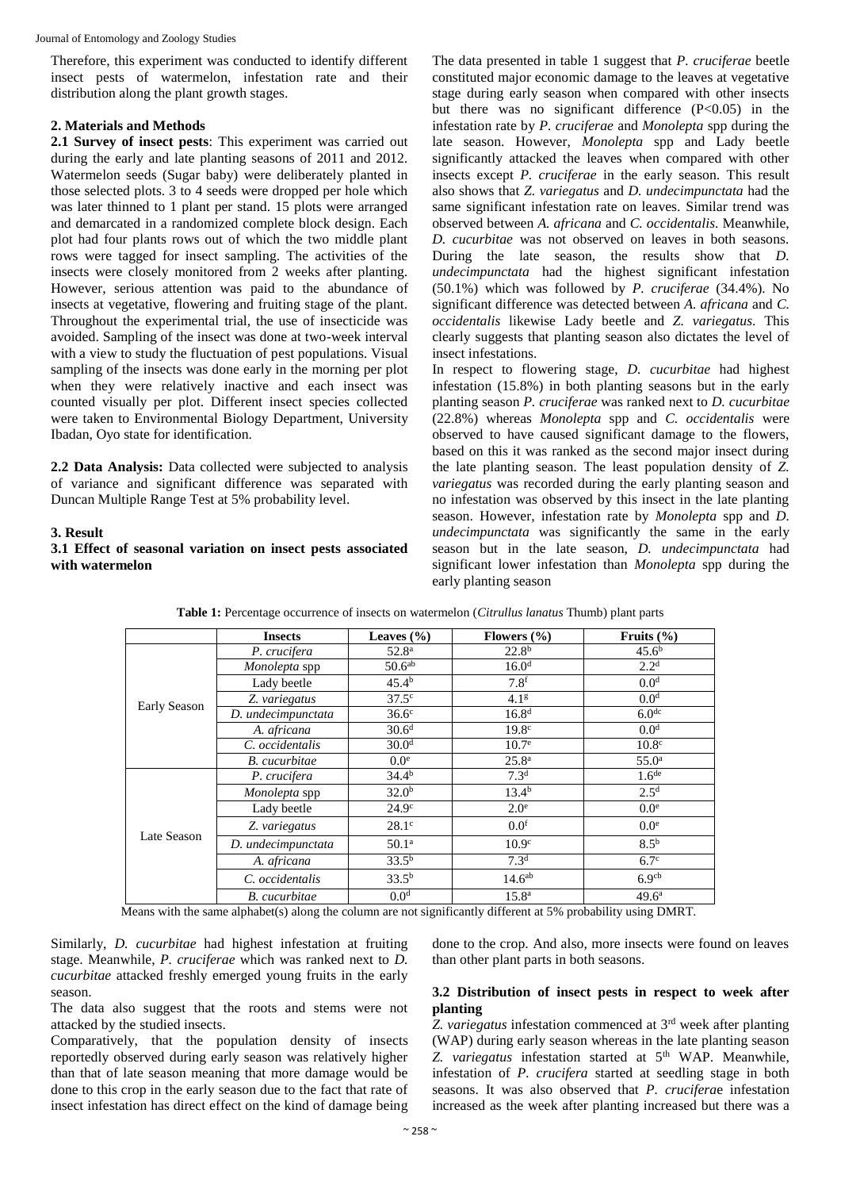Therefore, this experiment was conducted to identify different insect pests of watermelon, infestation rate and their distribution along the plant growth stages.

## 2. Materials and Methods

**2.1 Survey of insect pests**: This experiment was carried out during the early and late planting seasons of 2011 and 2012. Watermelon seeds (Sugar baby) were deliberately planted in those selected plots. 3 to 4 seeds were dropped per hole which was later thinned to 1 plant per stand. 15 plots were arranged and demarcated in a randomized complete block design. Each plot had four plants rows out of which the two middle plant rows were tagged for insect sampling. The activities of the insects were closely monitored from 2 weeks after planting. However, serious attention was paid to the abundance of insects at vegetative, flowering and fruiting stage of the plant. Throughout the experimental trial, the use of insecticide was avoided. Sampling of the insect was done at two-week interval with a view to study the fluctuation of pest populations. Visual sampling of the insects was done early in the morning per plot when they were relatively inactive and each insect was counted visually per plot. Different insect species collected were taken to Environmental Biology Department, University Ibadan, Oyo state for identification.

**2.2 Data Analysis:** Data collected were subjected to analysis of variance and significant difference was separated with Duncan Multiple Range Test at 5% probability level.

## 3. Result

### 3.1 Effect of seasonal variation on insect pests associated with watermelon

The data presented in table 1 suggest that *P. cruciferae* beetle constituted major economic damage to the leaves at vegetative stage during early season when compared with other insects but there was no significant difference (P<0.05) in the infestation rate by *P. cruciferae* and *Monolepta* spp during the late season. However, *Monolepta* spp and Lady beetle significantly attacked the leaves when compared with other insects except *P. cruciferae* in the early season. This result also shows that *Z. variegatus* and *D. undecimpunctata* had the same significant infestation rate on leaves. Similar trend was observed between *A. africana* and *C. occidentalis*. Meanwhile, *D. cucurbitae* was not observed on leaves in both seasons. During the late season, the results show that *D. undecimpunctata* had the highest significant infestation (50.1%) which was followed by *P. cruciferae* (34.4%). No significant difference was detected between *A. africana* and *C. occidentalis* likewise Lady beetle and *Z. variegatus*. This clearly suggests that planting season also dictates the level of insect infestations.

In respect to flowering stage, *D. cucurbitae* had highest infestation (15.8%) in both planting seasons but in the early planting season *P. cruciferae* was ranked next to *D. cucurbitae* (22.8%) whereas *Monolepta* spp and *C. occidentalis* were observed to have caused significant damage to the flowers, based on this it was ranked as the second major insect during the late planting season. The least population density of *Z. variegatus* was recorded during the early planting season and no infestation was observed by this insect in the late planting season. However, infestation rate by *Monolepta* spp and *D. undecimpunctata* was significantly the same in the early season but in the late season, *D. undecimpunctata* had significant lower infestation than *Monolepta* spp during the early planting season

**Table 1:** Percentage occurrence of insects on watermelon (*Citrullus lanatus* Thumb) plant parts

| | Insects | Leaves (%) | Flowers (%) | Fruits (%) |
|---|---|---|---|---|
| Early Season | *P. crucifera* | 52.8$^{a}$ | 22.8$^{b}$ | 45.6$^{b}$ |
| | *Monolepta* spp | 50.6$^{ab}$ | 16.0$^{d}$ | 2.2$^{d}$ |
| | Lady beetle | 45.4$^{b}$ | 7.8$^{f}$ | 0.0$^{d}$ |
| | *Z. variegatus* | 37.5$^{c}$ | 4.1$^{g}$ | 0.0$^{d}$ |
| | *D. undecimpunctata* | 36.6$^{c}$ | 16.8$^{d}$ | 6.0$^{dc}$ |
| | *A. africana* | 30.6$^{d}$ | 19.8$^{c}$ | 0.0$^{d}$ |
| | *C. occidentalis* | 30.0$^{d}$ | 10.7$^{e}$ | 10.8$^{c}$ |
| | *B. cucurbitae* | 0.0$^{e}$ | 25.8$^{a}$ | 55.0$^{a}$ |
| Late Season | *P. crucifera* | 34.4$^{b}$ | 7.3$^{d}$ | 1.6$^{de}$ |
| | *Monolepta* spp | 32.0$^{b}$ | 13.4$^{b}$ | 2.5$^{d}$ |
| | Lady beetle | 24.9$^{c}$ | 2.0$^{e}$ | 0.0$^{e}$ |
| | *Z. variegatus* | 28.1$^{c}$ | 0.0$^{f}$ | 0.0$^{e}$ |
| | *D. undecimpunctata* | 50.1$^{a}$ | 10.9$^{c}$ | 8.5$^{b}$ |
| | *A. africana* | 33.5$^{b}$ | 7.3$^{d}$ | 6.7$^{c}$ |
| | *C. occidentalis* | 33.5$^{b}$ | 14.6$^{ab}$ | 6.9$^{cb}$ |
| | *B. cucurbitae* | 0.0$^{d}$ | 15.8$^{a}$ | 49.6$^{a}$ |

Means with the same alphabet(s) along the column are not significantly different at 5% probability using DMRT.

Similarly, *D. cucurbitae* had highest infestation at fruiting stage. Meanwhile, *P. cruciferae* which was ranked next to *D. cucurbitae* attacked freshly emerged young fruits in the early season.

The data also suggest that the roots and stems were not attacked by the studied insects.

Comparatively, that the population density of insects reportedly observed during early season was relatively higher than that of late season meaning that more damage would be done to this crop in the early season due to the fact that rate of insect infestation has direct effect on the kind of damage being done to the crop. And also, more insects were found on leaves than other plant parts in both seasons.

### 3.2 Distribution of insect pests in respect to week after planting

*Z. variegatus* infestation commenced at 3rd week after planting (WAP) during early season whereas in the late planting season *Z. variegatus* infestation started at 5th WAP. Meanwhile, infestation of *P. crucifera* started at seedling stage in both seasons. It was also observed that *P. cruciferae* infestation increased as the week after planting increased but there was a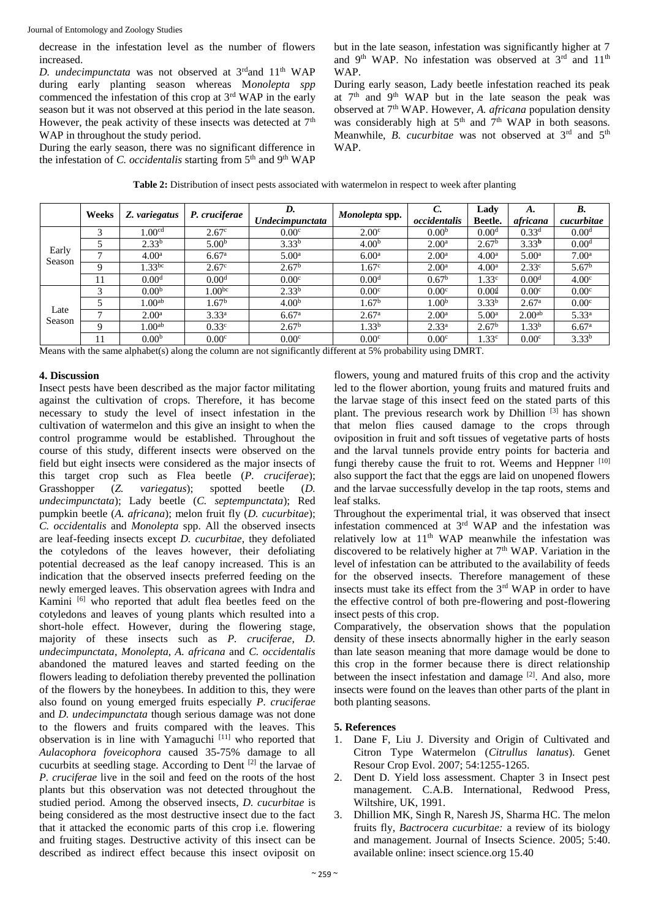decrease in the infestation level as the number of flowers increased.

*D. undecimpunctata* was not observed at 3rd and 11th WAP during early planting season whereas M*onolepta spp* commenced the infestation of this crop at 3rd WAP in the early season but it was not observed at this period in the late season. However, the peak activity of these insects was detected at 7th WAP in throughout the study period.

During the early season, there was no significant difference in the infestation of *C. occidentalis* starting from 5th and 9th WAP but in the late season, infestation was significantly higher at 7 and 9th WAP. No infestation was observed at 3rd and 11th WAP.

During early season, Lady beetle infestation reached its peak at 7th and 9th WAP but in the late season the peak was observed at 7th WAP. However, *A. africana* population density was considerably high at 5th and 7th WAP in both seasons. Meanwhile, *B. cucurbitae* was not observed at 3rd and 5th WAP.

**Table 2:** Distribution of insect pests associated with watermelon in respect to week after planting

| | Weeks | *Z. variegatus* | *P. cruciferae* | *D. Undecimpunctata* | *Monolepta* spp. | *C. occidentalis* | Lady Beetle. | *A. africana* | *B. cucurbitae* |
|---|---|---|---|---|---|---|---|---|---|
| Early Season | 3 | $1.00^{cd}$ | $2.67^{c}$ | $0.00^{c}$ | $2.00^{c}$ | $0.00^{b}$ | $0.00^{d}$ | $0.33^{d}$ | $0.00^{d}$ |
| | 5 | $2.33^{b}$ | $5.00^{b}$ | $3.33^{b}$ | $4.00^{b}$ | $2.00^{a}$ | $2.67^{b}$ | $3.33^{b}$ | $0.00^{d}$ |
| | 7 | $4.00^{a}$ | $6.67^{a}$ | $5.00^{a}$ | $6.00^{a}$ | $2.00^{a}$ | $4.00^{a}$ | $5.00^{a}$ | $7.00^{a}$ |
| | 9 | $1.33^{bc}$ | $2.67^{c}$ | $2.67^{b}$ | $1.67^{c}$ | $2.00^{a}$ | $4.00^{a}$ | $2.33^{c}$ | $5.67^{b}$ |
| | 11 | $0.00^{d}$ | $0.00^{d}$ | $0.00^{c}$ | $0.00^{d}$ | $0.67^{b}$ | $1.33^{c}$ | $0.00^{d}$ | $4.00^{c}$ |
| Late Season | 3 | $0.00^{b}$ | $1.00^{bc}$ | $2.33^{b}$ | $0.00^{c}$ | $0.00^{c}$ | $0.00^{d}$ | $0.00^{c}$ | $0.00^{c}$ |
| | 5 | $1.00^{ab}$ | $1.67^{b}$ | $4.00^{b}$ | $1.67^{b}$ | $1.00^{b}$ | $3.33^{b}$ | $2.67^{a}$ | $0.00^{c}$ |
| | 7 | $2.00^{a}$ | $3.33^{a}$ | $6.67^{a}$ | $2.67^{a}$ | $2.00^{a}$ | $5.00^{a}$ | $2.00^{ab}$ | $5.33^{a}$ |
| | 9 | $1.00^{ab}$ | $0.33^{c}$ | $2.67^{b}$ | $1.33^{b}$ | $2.33^{a}$ | $2.67^{b}$ | $1.33^{b}$ | $6.67^{a}$ |
| | 11 | $0.00^{b}$ | $0.00^{c}$ | $0.00^{c}$ | $0.00^{c}$ | $0.00^{c}$ | $1.33^{c}$ | $0.00^{c}$ | $3.33^{b}$ |

Means with the same alphabet(s) along the column are not significantly different at 5% probability using DMRT.

## 4. Discussion

Insect pests have been described as the major factor militating against the cultivation of crops. Therefore, it has become necessary to study the level of insect infestation in the cultivation of watermelon and this give an insight to when the control programme would be established. Throughout the course of this study, different insects were observed on the field but eight insects were considered as the major insects of this target crop such as Flea beetle (*P. cruciferae*); Grasshopper (*Z. variegatus*); spotted beetle (*D. undecimpunctata*); Lady beetle (*C. septempunctata*); Red pumpkin beetle (*A. africana*); melon fruit fly (*D. cucurbitae*); *C. occidentalis* and *Monolepta* spp. All the observed insects are leaf-feeding insects except *D. cucurbitae*, they defoliated the cotyledons of the leaves however, their defoliating potential decreased as the leaf canopy increased. This is an indication that the observed insects preferred feeding on the newly emerged leaves. This observation agrees with Indra and Kamini [6] who reported that adult flea beetles feed on the cotyledons and leaves of young plants which resulted into a short-hole effect. However, during the flowering stage, majority of these insects such as *P. cruciferae*, *D. undecimpunctata*, *Monolepta*, *A. africana* and *C. occidentalis* abandoned the matured leaves and started feeding on the flowers leading to defoliation thereby prevented the pollination of the flowers by the honeybees. In addition to this, they were also found on young emerged fruits especially *P. cruciferae* and *D. undecimpunctata* though serious damage was not done to the flowers and fruits compared with the leaves. This observation is in line with Yamaguchi [11] who reported that *Aulacophora foveicophora* caused 35-75% damage to all cucurbits at seedling stage. According to Dent [2] the larvae of *P. cruciferae* live in the soil and feed on the roots of the host plants but this observation was not detected throughout the studied period. Among the observed insects, *D. cucurbitae* is being considered as the most destructive insect due to the fact that it attacked the economic parts of this crop i.e. flowering and fruiting stages. Destructive activity of this insect can be described as indirect effect because this insect oviposit on flowers, young and matured fruits of this crop and the activity led to the flower abortion, young fruits and matured fruits and the larvae stage of this insect feed on the stated parts of this plant. The previous research work by Dhillion [3] has shown that melon flies caused damage to the crops through oviposition in fruit and soft tissues of vegetative parts of hosts and the larval tunnels provide entry points for bacteria and fungi thereby cause the fruit to rot. Weems and Heppner [10] also support the fact that the eggs are laid on unopened flowers and the larvae successfully develop in the tap roots, stems and leaf stalks.

Throughout the experimental trial, it was observed that insect infestation commenced at 3rd WAP and the infestation was relatively low at 11th WAP meanwhile the infestation was discovered to be relatively higher at 7th WAP. Variation in the level of infestation can be attributed to the availability of feeds for the observed insects. Therefore management of these insects must take its effect from the 3rd WAP in order to have the effective control of both pre-flowering and post-flowering insect pests of this crop.

Comparatively, the observation shows that the population density of these insects abnormally higher in the early season than late season meaning that more damage would be done to this crop in the former because there is direct relationship between the insect infestation and damage [2]. And also, more insects were found on the leaves than other parts of the plant in both planting seasons.

## 5. References

1. Dane F, Liu J. Diversity and Origin of Cultivated and Citron Type Watermelon (*Citrullus lanatus*). Genet Resour Crop Evol. 2007; 54:1255-1265.
2. Dent D. Yield loss assessment. Chapter 3 in Insect pest management. C.A.B. International, Redwood Press, Wiltshire, UK, 1991.
3. Dhillion MK, Singh R, Naresh JS, Sharma HC. The melon fruits fly, *Bactrocera cucurbitae:* a review of its biology and management. Journal of Insects Science. 2005; 5:40. available online: insect science.org 15.40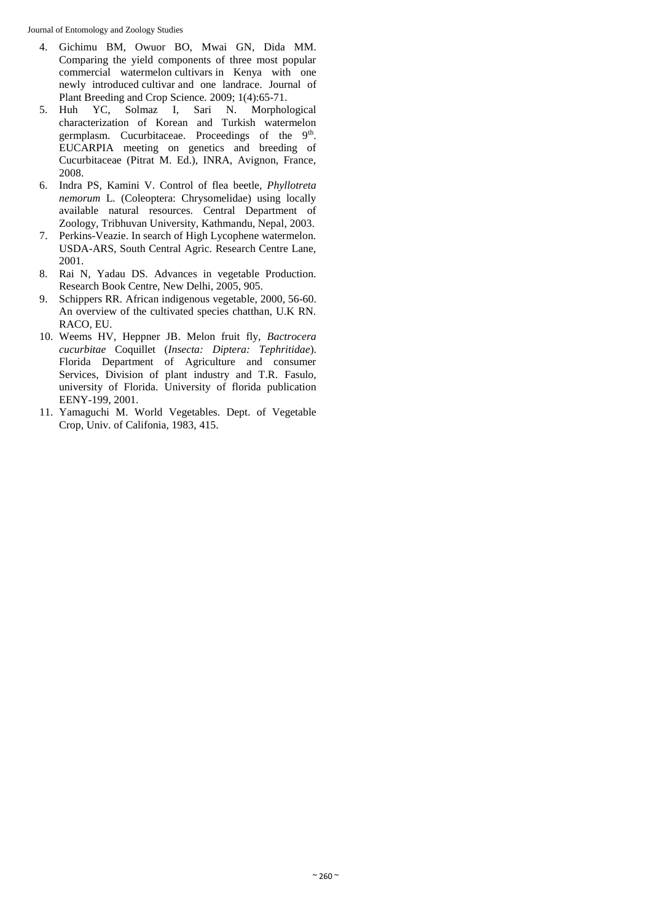4. Gichimu BM, Owuor BO, Mwai GN, Dida MM. Comparing the yield components of three most popular commercial watermelon cultivars in Kenya with one newly introduced cultivar and one landrace. Journal of Plant Breeding and Crop Science. 2009; 1(4):65-71.
5. Huh YC, Solmaz I, Sari N. Morphological characterization of Korean and Turkish watermelon germplasm. Cucurbitaceae. Proceedings of the 9th. EUCARPIA meeting on genetics and breeding of Cucurbitaceae (Pitrat M. Ed.), INRA, Avignon, France, 2008.
6. Indra PS, Kamini V. Control of flea beetle, *Phyllotreta nemorum* L. (Coleoptera: Chrysomelidae) using locally available natural resources. Central Department of Zoology, Tribhuvan University, Kathmandu, Nepal, 2003.
7. Perkins-Veazie. In search of High Lycophene watermelon. USDA-ARS, South Central Agric. Research Centre Lane, 2001.
8. Rai N, Yadau DS. Advances in vegetable Production. Research Book Centre, New Delhi, 2005, 905.
9. Schippers RR. African indigenous vegetable, 2000, 56-60. An overview of the cultivated species chatthan, U.K RN. RACO, EU.
10. Weems HV, Heppner JB. Melon fruit fly, *Bactrocera cucurbitae* Coquillet (*Insecta: Diptera: Tephritidae*). Florida Department of Agriculture and consumer Services, Division of plant industry and T.R. Fasulo, university of Florida. University of florida publication EENY-199, 2001.
11. Yamaguchi M. World Vegetables. Dept. of Vegetable Crop, Univ. of Califonia, 1983, 415.